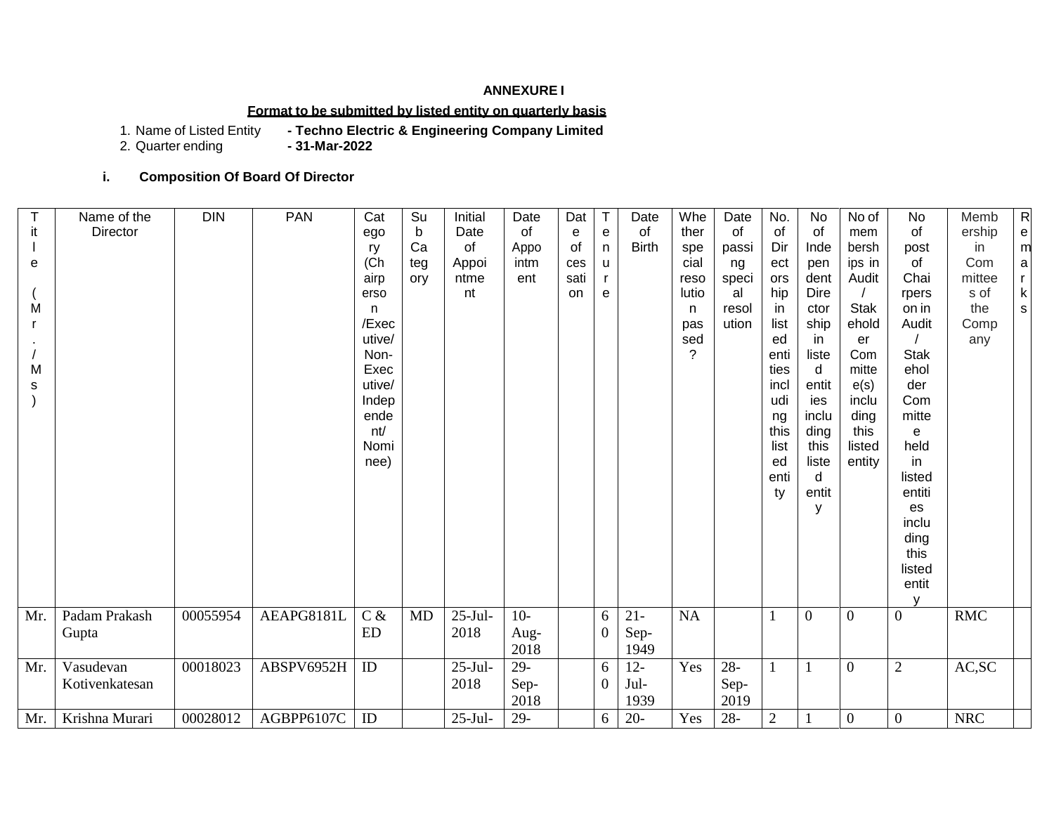## ANNEXURE I

**Format to be submitted by listed entity on quarterly basis**

1. Name of Listed Entity **- Techno Electric & Engineering Company Limited**
2. Quarter ending **- 31-Mar-2022**

### i. Composition Of Board Of Director

| Title (Mr./Ms) | Name of the Director | DIN | PAN | Category (Chairperson /Executive/ Non-Executive/ Independent/ Nominee) | Sub Category | Initial Date of Appointment | Date of Appointment | Date of cessation | Tenure | Date of Birth | Whether special resolution passed? | Date of passing special resolution | No. of Directorship in listed entities including this listed entity | No of Independent Directorship in listed entities including this listed entity | No of memberships in Audit / Stakeholder Committee(s) including this listed entity | No of post of Chairperson in Audit / Stakeholder Committee held in listed entities including this listed entity | Membership in Committees of the Company | Remarks |
|---|---|---|---|---|---|---|---|---|---|---|---|---|---|---|---|---|---|---|
| Mr. | Padam Prakash Gupta | 00055954 | AEAPG8181L | C & ED | MD | 25-Jul-2018 | 10-Aug-2018 | | 60 | 21-Sep-1949 | NA | | 1 | 0 | 0 | 0 | RMC | |
| Mr. | Vasudevan Kotivenkatesan | 00018023 | ABSPV6952H | ID | | 25-Jul-2018 | 29-Sep-2018 | | 60 | 12-Jul-1939 | Yes | 28-Sep-2019 | 1 | 1 | 0 | 2 | AC,SC | |
| Mr. | Krishna Murari | 00028012 | AGBPP6107C | ID | | 25-Jul- | 29- | | 6 | 20- | Yes | 28- | 2 | 1 | 0 | 0 | NRC | |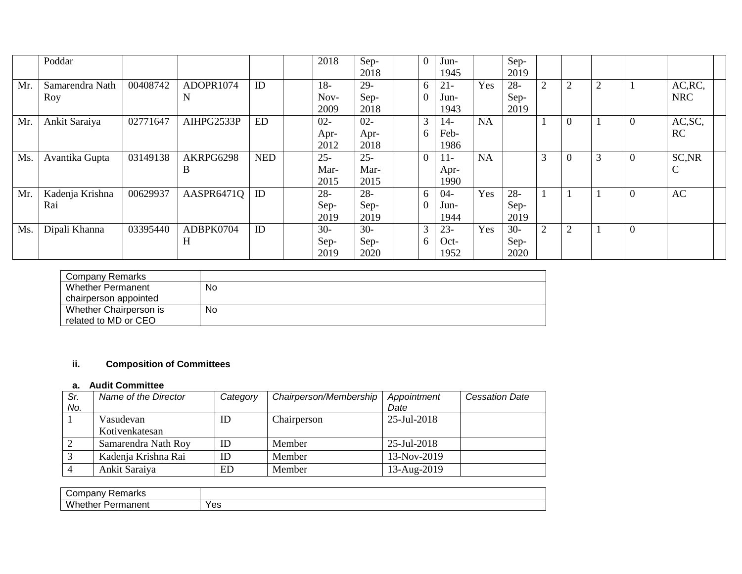|  | Poddar |  |  |  |  | 2018 | Sep-2018 |  | 0 | Jun-1945 |  | Sep-2019 |  |  |  |  |  |  |
|---|---|---|---|---|---|---|---|---|---|---|---|---|---|---|---|---|---|---|
| Mr. | Samarendra Nath Roy | 00408742 | ADOPR1074N | ID |  | 18-Nov-2009 | 29-Sep-2018 |  | 60 | 21-Jun-1943 | Yes | 28-Sep-2019 | 2 | 2 | 2 | 1 | AC,RC,NRC |  |
| Mr. | Ankit Saraiya | 02771647 | AIHPG2533P | ED |  | 02-Apr-2012 | 02-Apr-2018 |  | 36 | 14-Feb-1986 | NA |  | 1 | 0 | 1 | 0 | AC,SC,RC |  |
| Ms. | Avantika Gupta | 03149138 | AKRPG6298B | NED |  | 25-Mar-2015 | 25-Mar-2015 |  | 0 | 11-Apr-1990 | NA |  | 3 | 0 | 3 | 0 | SC,NRC |  |
| Mr. | Kadenja Krishna Rai | 00629937 | AASPR6471Q | ID |  | 28-Sep-2019 | 28-Sep-2019 |  | 60 | 04-Jun-1944 | Yes | 28-Sep-2019 | 1 | 1 | 1 | 0 | AC |  |
| Ms. | Dipali Khanna | 03395440 | ADBPK0704H | ID |  | 30-Sep-2019 | 30-Sep-2020 |  | 36 | 23-Oct-1952 | Yes | 30-Sep-2020 | 2 | 2 | 1 | 0 |  |  |

| Company Remarks |  |
|---|---|
| Whether Permanent chairperson appointed | No |
| Whether Chairperson is related to MD or CEO | No |

**ii. Composition of Committees**

**a. Audit Committee**

| *Sr. No.* | *Name of the Director* | *Category* | *Chairperson/Membership* | *Appointment Date* | *Cessation Date* |
|---|---|---|---|---|---|
| 1 | Vasudevan Kotivenkatesan | ID | Chairperson | 25-Jul-2018 |  |
| 2 | Samarendra Nath Roy | ID | Member | 25-Jul-2018 |  |
| 3 | Kadenja Krishna Rai | ID | Member | 13-Nov-2019 |  |
| 4 | Ankit Saraiya | ED | Member | 13-Aug-2019 |  |

| Company Remarks |  |
|---|---|
| Whether Permanent | Yes |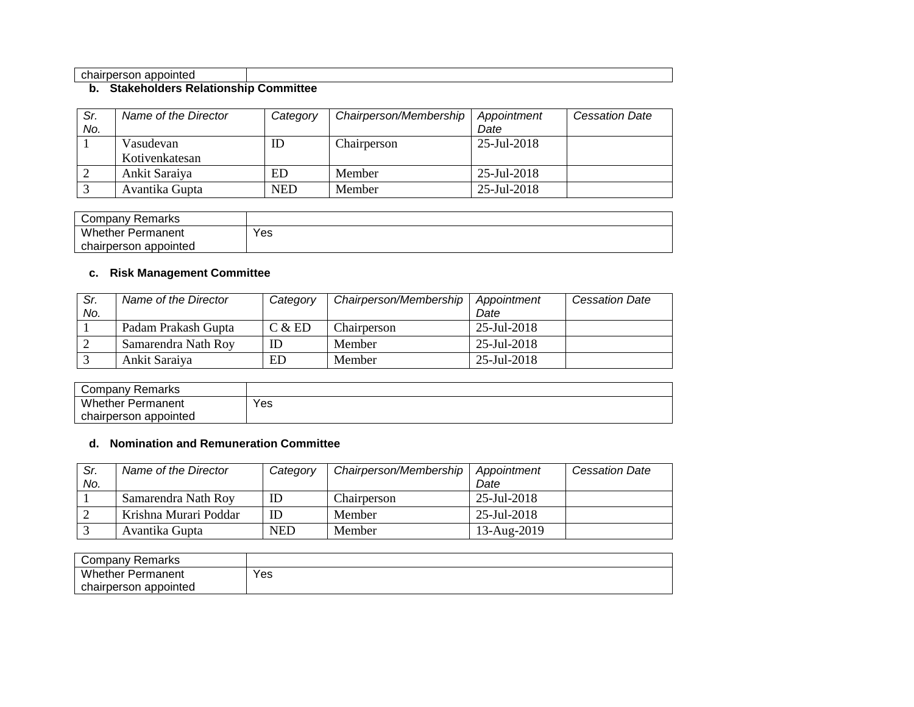| chairperson appointed | |
|---|---|

**b. Stakeholders Relationship Committee**

| Sr. No. | Name of the Director | Category | Chairperson/Membership | Appointment Date | Cessation Date |
|---|---|---|---|---|---|
| 1 | Vasudevan Kotivenkatesan | ID | Chairperson | 25-Jul-2018 | |
| 2 | Ankit Saraiya | ED | Member | 25-Jul-2018 | |
| 3 | Avantika Gupta | NED | Member | 25-Jul-2018 | |

| Company Remarks | |
|---|---|
| Whether Permanent chairperson appointed | Yes |

**c. Risk Management Committee**

| Sr. No. | Name of the Director | Category | Chairperson/Membership | Appointment Date | Cessation Date |
|---|---|---|---|---|---|
| 1 | Padam Prakash Gupta | C & ED | Chairperson | 25-Jul-2018 | |
| 2 | Samarendra Nath Roy | ID | Member | 25-Jul-2018 | |
| 3 | Ankit Saraiya | ED | Member | 25-Jul-2018 | |

| Company Remarks | |
|---|---|
| Whether Permanent chairperson appointed | Yes |

**d. Nomination and Remuneration Committee**

| Sr. No. | Name of the Director | Category | Chairperson/Membership | Appointment Date | Cessation Date |
|---|---|---|---|---|---|
| 1 | Samarendra Nath Roy | ID | Chairperson | 25-Jul-2018 | |
| 2 | Krishna Murari Poddar | ID | Member | 25-Jul-2018 | |
| 3 | Avantika Gupta | NED | Member | 13-Aug-2019 | |

| Company Remarks | |
|---|---|
| Whether Permanent chairperson appointed | Yes |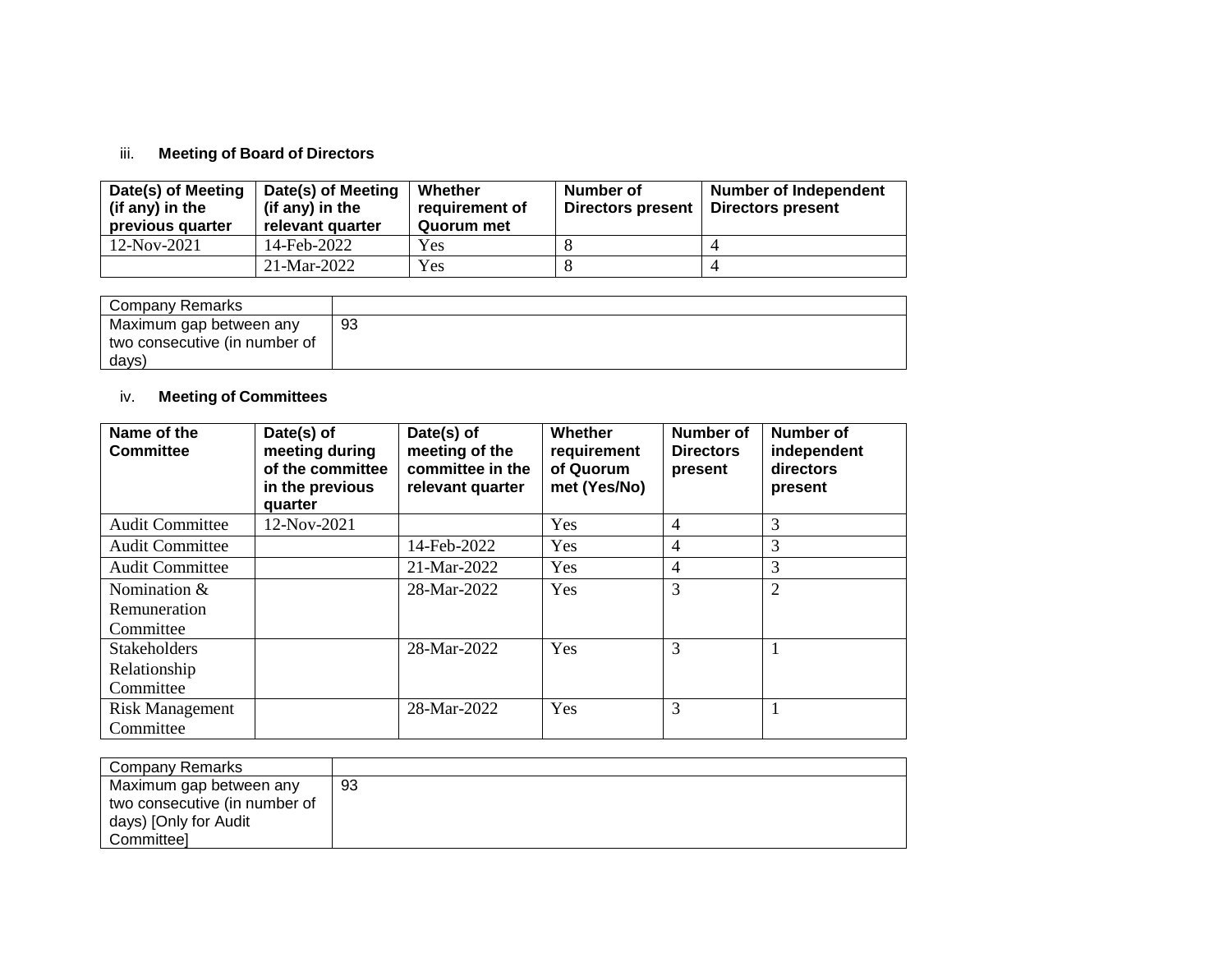iii. **Meeting of Board of Directors**

| Date(s) of Meeting (if any) in the previous quarter | Date(s) of Meeting (if any) in the relevant quarter | Whether requirement of Quorum met | Number of Directors present | Number of Independent Directors present |
|---|---|---|---|---|
| 12-Nov-2021 | 14-Feb-2022 | Yes | 8 | 4 |
| | 21-Mar-2022 | Yes | 8 | 4 |

| Company Remarks | |
|---|---|
| Maximum gap between any two consecutive (in number of days) | 93 |

iv. **Meeting of Committees**

| Name of the Committee | Date(s) of meeting during of the committee in the previous quarter | Date(s) of meeting of the committee in the relevant quarter | Whether requirement of Quorum met (Yes/No) | Number of Directors present | Number of independent directors present |
|---|---|---|---|---|---|
| Audit Committee | 12-Nov-2021 | | Yes | 4 | 3 |
| Audit Committee | | 14-Feb-2022 | Yes | 4 | 3 |
| Audit Committee | | 21-Mar-2022 | Yes | 4 | 3 |
| Nomination & Remuneration Committee | | 28-Mar-2022 | Yes | 3 | 2 |
| Stakeholders Relationship Committee | | 28-Mar-2022 | Yes | 3 | 1 |
| Risk Management Committee | | 28-Mar-2022 | Yes | 3 | 1 |

| Company Remarks | |
|---|---|
| Maximum gap between any two consecutive (in number of days) [Only for Audit Committee] | 93 |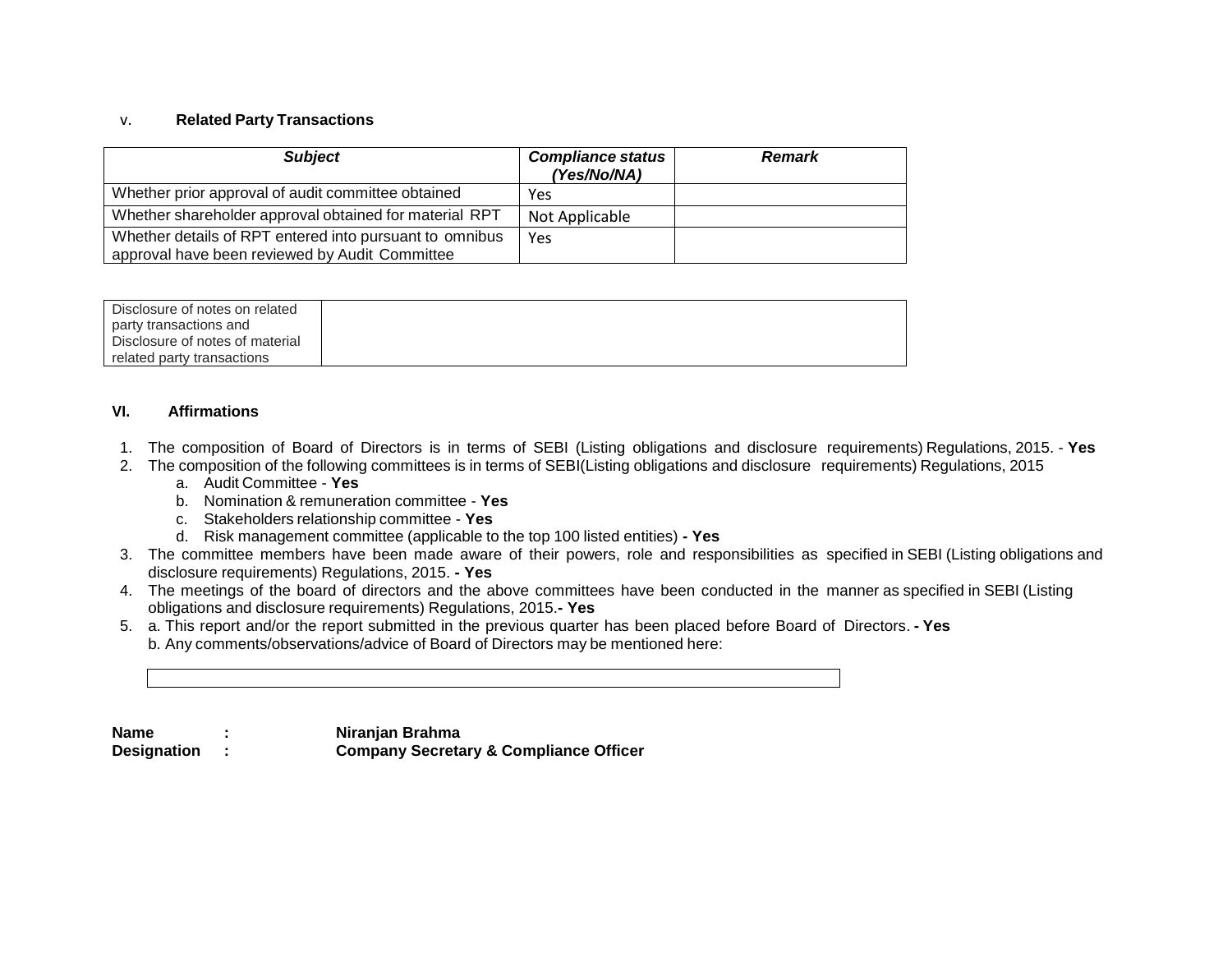### v. Related Party Transactions

| ***Subject*** | ***Compliance status (Yes/No/NA)*** | ***Remark*** |
|---|---|---|
| Whether prior approval of audit committee obtained | Yes | |
| Whether shareholder approval obtained for material RPT | Not Applicable | |
| Whether details of RPT entered into pursuant to omnibus approval have been reviewed by Audit Committee | Yes | |

| Disclosure of notes on related party transactions and Disclosure of notes of material related party transactions | |
|---|---|

### VI. Affirmations

1. The composition of Board of Directors is in terms of SEBI (Listing obligations and disclosure requirements) Regulations, 2015. - **Yes**
2. The composition of the following committees is in terms of SEBI(Listing obligations and disclosure requirements) Regulations, 2015
    a. Audit Committee - **Yes**
    b. Nomination & remuneration committee - **Yes**
    c. Stakeholders relationship committee - **Yes**
    d. Risk management committee (applicable to the top 100 listed entities) **- Yes**
3. The committee members have been made aware of their powers, role and responsibilities as specified in SEBI (Listing obligations and disclosure requirements) Regulations, 2015. **- Yes**
4. The meetings of the board of directors and the above committees have been conducted in the manner as specified in SEBI (Listing obligations and disclosure requirements) Regulations, 2015.**- Yes**
5. a. This report and/or the report submitted in the previous quarter has been placed before Board of Directors. **- Yes**
   b. Any comments/observations/advice of Board of Directors may be mentioned here:

| |
|---|

**Name** : **Niranjan Brahma**
**Designation** : **Company Secretary & Compliance Officer**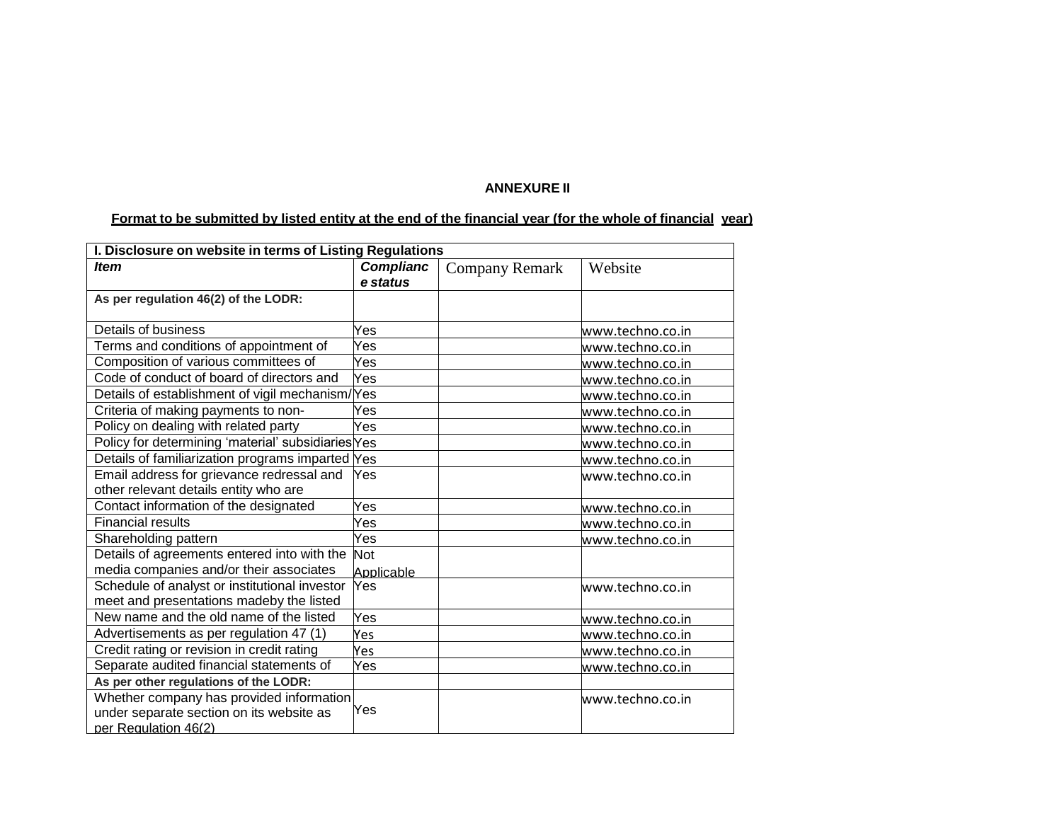**ANNEXURE II**

**Format to be submitted by listed entity at the end of the financial year (for the whole of financial year)**

| I. Disclosure on website in terms of Listing Regulations | | | |
|---|---|---|---|
| ***Item*** | ***Compliance status*** | Company Remark | Website |
| **As per regulation 46(2) of the LODR:** | | | |
| Details of business | Yes | | www.techno.co.in |
| Terms and conditions of appointment of | Yes | | www.techno.co.in |
| Composition of various committees of | Yes | | www.techno.co.in |
| Code of conduct of board of directors and | Yes | | www.techno.co.in |
| Details of establishment of vigil mechanism/ | Yes | | www.techno.co.in |
| Criteria of making payments to non- | Yes | | www.techno.co.in |
| Policy on dealing with related party | Yes | | www.techno.co.in |
| Policy for determining 'material' subsidiaries | Yes | | www.techno.co.in |
| Details of familiarization programs imparted | Yes | | www.techno.co.in |
| Email address for grievance redressal and other relevant details entity who are | Yes | | www.techno.co.in |
| Contact information of the designated | Yes | | www.techno.co.in |
| Financial results | Yes | | www.techno.co.in |
| Shareholding pattern | Yes | | www.techno.co.in |
| Details of agreements entered into with the media companies and/or their associates | Not Applicable | | |
| Schedule of analyst or institutional investor meet and presentations madeby the listed | Yes | | www.techno.co.in |
| New name and the old name of the listed | Yes | | www.techno.co.in |
| Advertisements as per regulation 47 (1) | Yes | | www.techno.co.in |
| Credit rating or revision in credit rating | Yes | | www.techno.co.in |
| Separate audited financial statements of | Yes | | www.techno.co.in |
| **As per other regulations of the LODR:** | | | |
| Whether company has provided information under separate section on its website as per Regulation 46(2) | Yes | | www.techno.co.in |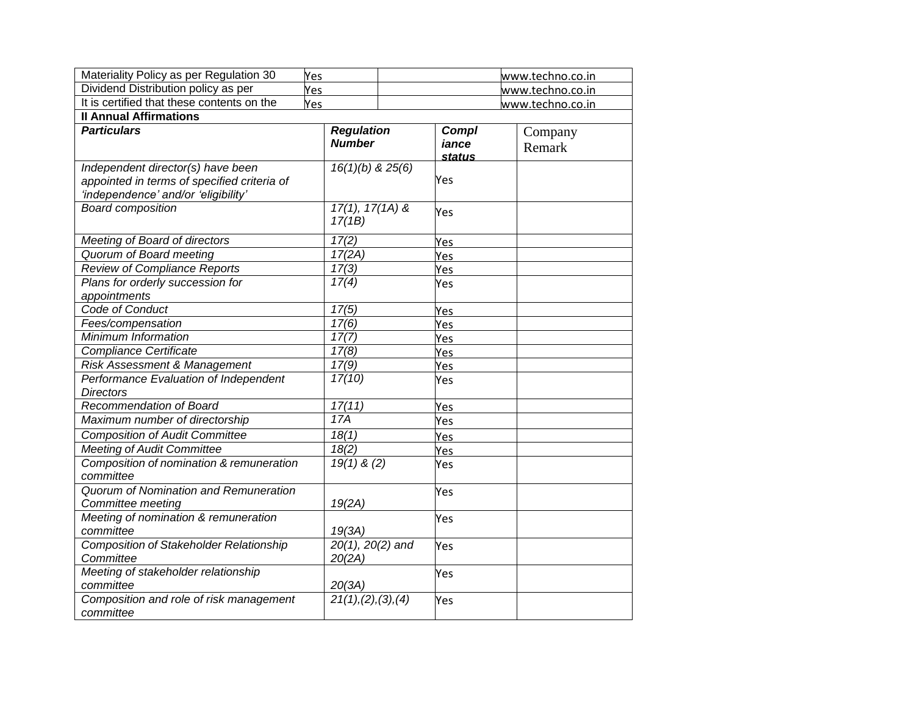| Materiality Policy as per Regulation 30 | Yes | | www.techno.co.in |
|---|---|---|---|
| Dividend Distribution policy as per | Yes | | www.techno.co.in |
| It is certified that these contents on the | Yes | | www.techno.co.in |

**II Annual Affirmations**

| ***Particulars*** | ***Regulation Number*** | ***Compliance status*** | Company Remark |
|---|---|---|---|
| *Independent director(s) have been appointed in terms of specified criteria of 'independence' and/or 'eligibility'* | *16(1)(b) & 25(6)* | Yes | |
| *Board composition* | *17(1), 17(1A) & 17(1B)* | Yes | |
| *Meeting of Board of directors* | *17(2)* | Yes | |
| *Quorum of Board meeting* | *17(2A)* | Yes | |
| *Review of Compliance Reports* | *17(3)* | Yes | |
| *Plans for orderly succession for appointments* | *17(4)* | Yes | |
| *Code of Conduct* | *17(5)* | Yes | |
| *Fees/compensation* | *17(6)* | Yes | |
| *Minimum Information* | *17(7)* | Yes | |
| *Compliance Certificate* | *17(8)* | Yes | |
| *Risk Assessment & Management* | *17(9)* | Yes | |
| *Performance Evaluation of Independent Directors* | *17(10)* | Yes | |
| *Recommendation of Board* | *17(11)* | Yes | |
| *Maximum number of directorship* | *17A* | Yes | |
| *Composition of Audit Committee* | *18(1)* | Yes | |
| *Meeting of Audit Committee* | *18(2)* | Yes | |
| *Composition of nomination & remuneration committee* | *19(1) & (2)* | Yes | |
| *Quorum of Nomination and Remuneration Committee meeting* | *19(2A)* | Yes | |
| *Meeting of nomination & remuneration committee* | *19(3A)* | Yes | |
| *Composition of Stakeholder Relationship Committee* | *20(1), 20(2) and 20(2A)* | Yes | |
| *Meeting of stakeholder relationship committee* | *20(3A)* | Yes | |
| *Composition and role of risk management committee* | *21(1),(2),(3),(4)* | Yes | |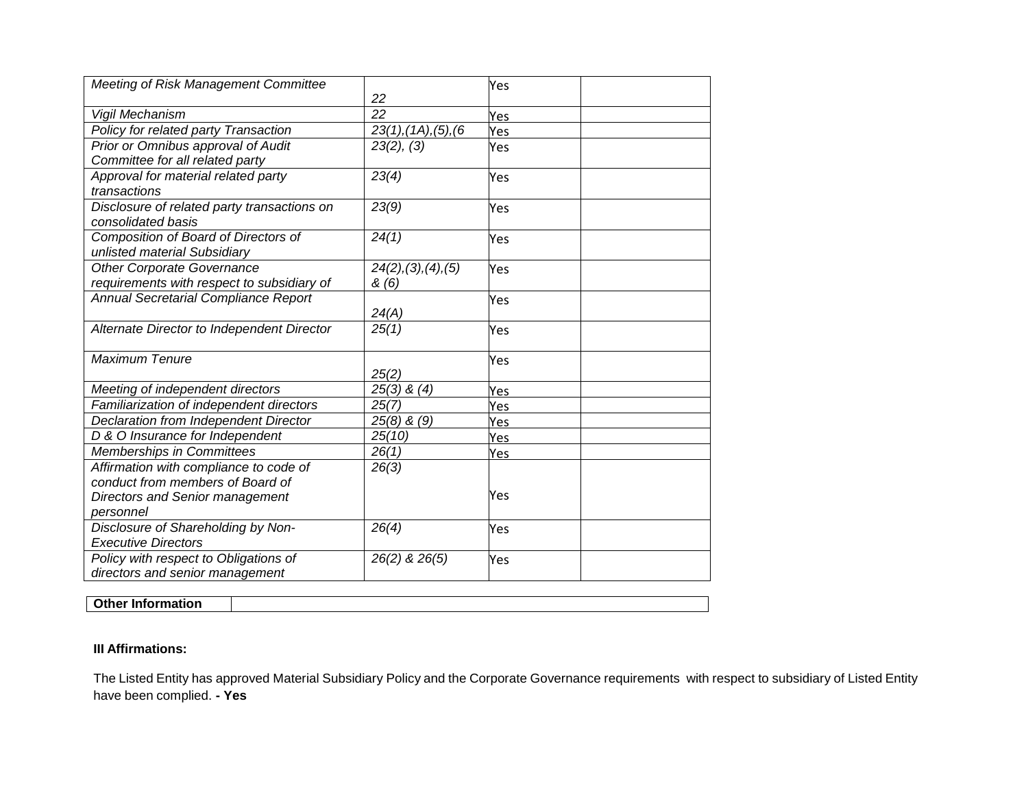| *Meeting of Risk Management Committee* | *22* | Yes | |
|---|---|---|---|
| *Vigil Mechanism* | *22* | Yes | |
| *Policy for related party Transaction* | *23(1),(1A),(5),(6* | Yes | |
| *Prior or Omnibus approval of Audit Committee for all related party* | *23(2), (3)* | Yes | |
| *Approval for material related party transactions* | *23(4)* | Yes | |
| *Disclosure of related party transactions on consolidated basis* | *23(9)* | Yes | |
| *Composition of Board of Directors of unlisted material Subsidiary* | *24(1)* | Yes | |
| *Other Corporate Governance requirements with respect to subsidiary of* | *24(2),(3),(4),(5) & (6)* | Yes | |
| *Annual Secretarial Compliance Report* | *24(A)* | Yes | |
| *Alternate Director to Independent Director* | *25(1)* | Yes | |
| *Maximum Tenure* | *25(2)* | Yes | |
| *Meeting of independent directors* | *25(3) & (4)* | Yes | |
| *Familiarization of independent directors* | *25(7)* | Yes | |
| *Declaration from Independent Director* | *25(8) & (9)* | Yes | |
| *D & O Insurance for Independent* | *25(10)* | Yes | |
| *Memberships in Committees* | *26(1)* | Yes | |
| *Affirmation with compliance to code of conduct from members of Board of Directors and Senior management personnel* | *26(3)* | Yes | |
| *Disclosure of Shareholding by Non-Executive Directors* | *26(4)* | Yes | |
| *Policy with respect to Obligations of directors and senior management* | *26(2) & 26(5)* | Yes | |

| **Other Information** | |
|---|---|

**III Affirmations:**

The Listed Entity has approved Material Subsidiary Policy and the Corporate Governance requirements with respect to subsidiary of Listed Entity have been complied. **- Yes**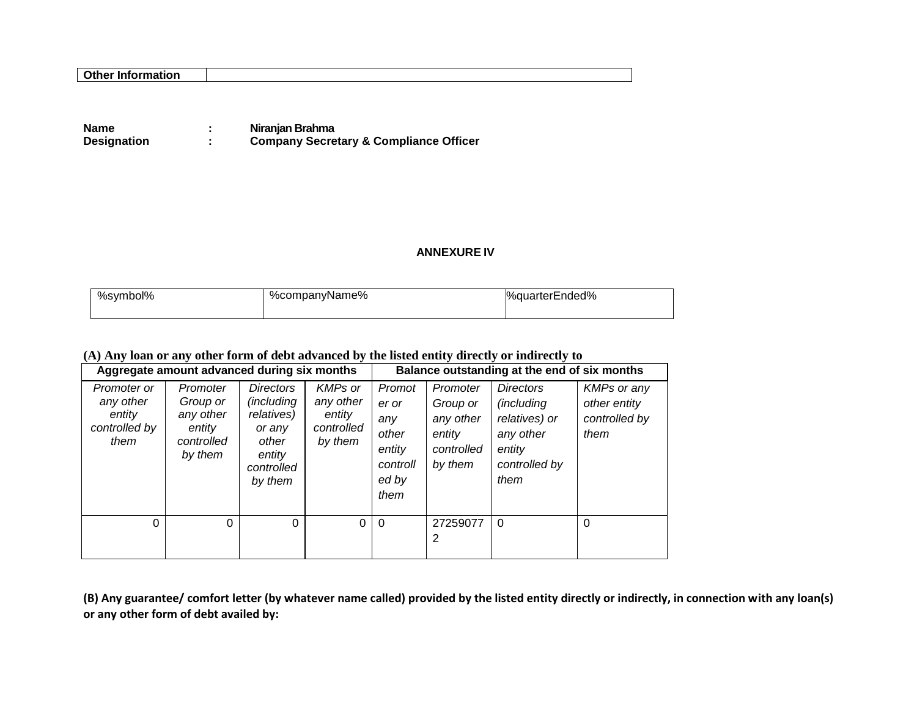| Other Information | |
|---|---|

**Name** : **Niranjan Brahma**
**Designation** : **Company Secretary & Compliance Officer**

**ANNEXURE IV**

| %symbol% | %companyName% | %quarterEnded% |
|---|---|---|

**(A) Any loan or any other form of debt advanced by the listed entity directly or indirectly to**

| Aggregate amount advanced during six months | | | | Balance outstanding at the end of six months | | | |
|---|---|---|---|---|---|---|---|
| *Promoter or any other entity controlled by them* | *Promoter Group or any other entity controlled by them* | *Directors (including relatives) or any other entity controlled by them* | *KMPs or any other entity controlled by them* | *Promoter or any other entity controlled by them* | *Promoter Group or any other entity controlled by them* | *Directors (including relatives) or any other entity controlled by them* | *KMPs or any other entity controlled by them* |
| 0 | 0 | 0 | 0 | 0 | 272590772 | 0 | 0 |

**(B) Any guarantee/ comfort letter (by whatever name called) provided by the listed entity directly or indirectly, in connection with any loan(s) or any other form of debt availed by:**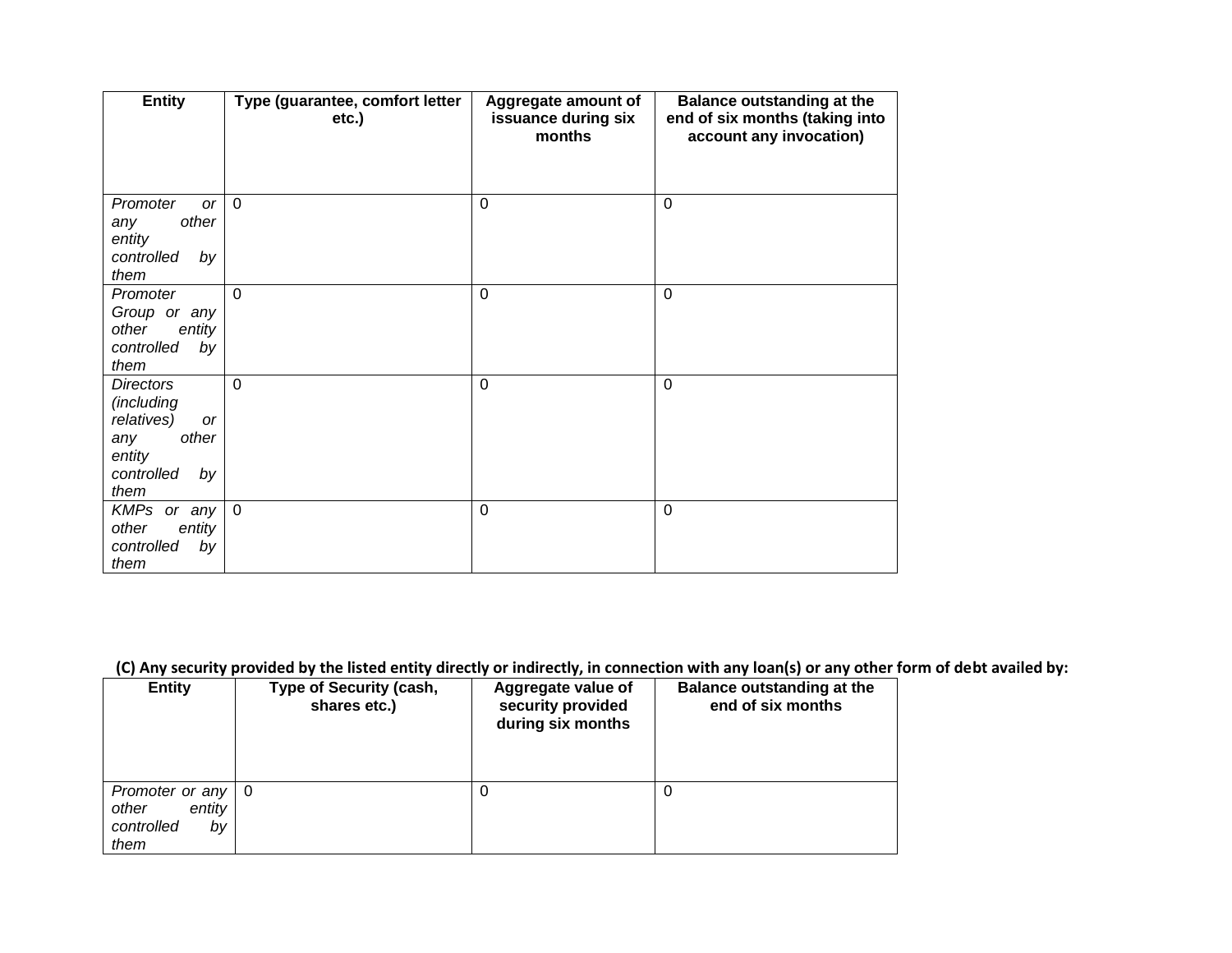| Entity | Type (guarantee, comfort letter etc.) | Aggregate amount of issuance during six months | Balance outstanding at the end of six months (taking into account any invocation) |
|---|---|---|---|
| *Promoter or any other entity controlled by them* | 0 | 0 | 0 |
| *Promoter Group or any other entity controlled by them* | 0 | 0 | 0 |
| *Directors (including relatives) or any other entity controlled by them* | 0 | 0 | 0 |
| *KMPs or any other entity controlled by them* | 0 | 0 | 0 |

**(C) Any security provided by the listed entity directly or indirectly, in connection with any loan(s) or any other form of debt availed by:**

| Entity | Type of Security (cash, shares etc.) | Aggregate value of security provided during six months | Balance outstanding at the end of six months |
|---|---|---|---|
| *Promoter or any other entity controlled by them* | 0 | 0 | 0 |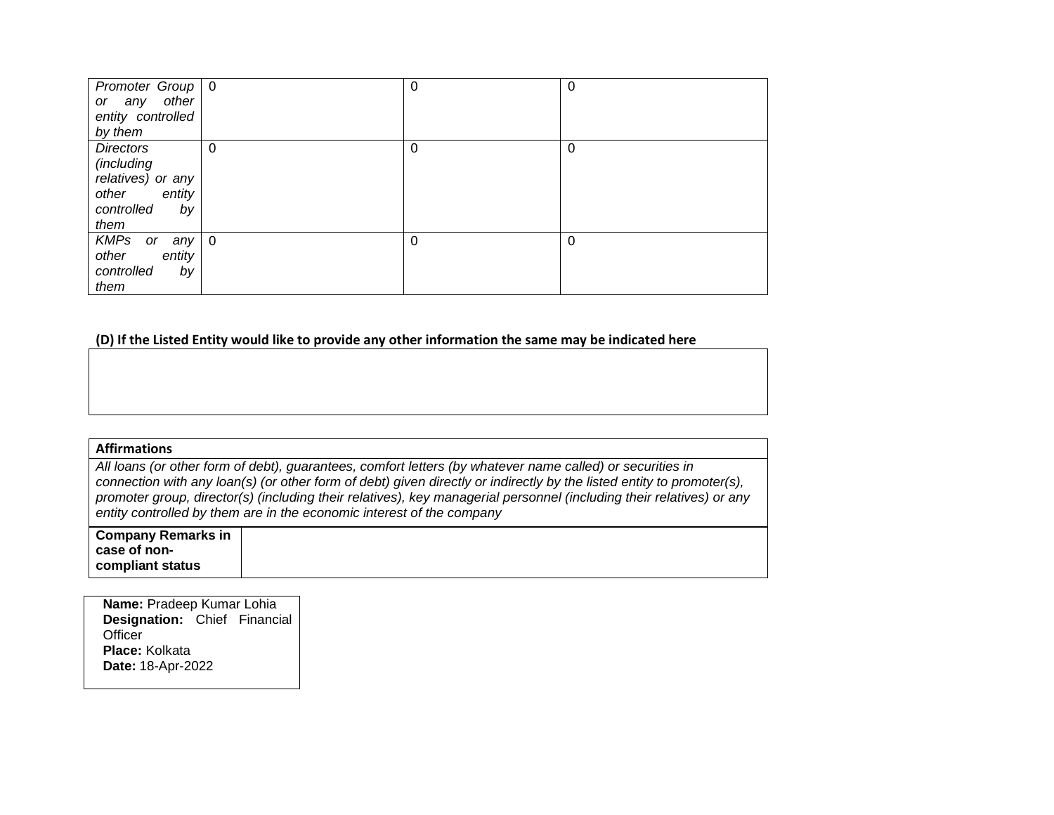| | | | |
|---|---|---|---|
| *Promoter Group or any other entity controlled by them* | 0 | 0 | 0 |
| *Directors (including relatives) or any other entity controlled by them* | 0 | 0 | 0 |
| *KMPs or any other entity controlled by them* | 0 | 0 | 0 |

**(D) If the Listed Entity would like to provide any other information the same may be indicated here**

| |
|---|
| |

| **Affirmations** | |
|---|---|
| *All loans (or other form of debt), guarantees, comfort letters (by whatever name called) or securities in connection with any loan(s) (or other form of debt) given directly or indirectly by the listed entity to promoter(s), promoter group, director(s) (including their relatives), key managerial personnel (including their relatives) or any entity controlled by them are in the economic interest of the company* | |
| **Company Remarks in case of non-compliant status** | |

**Name:** Pradeep Kumar Lohia
**Designation:** Chief Financial Officer
**Place:** Kolkata
**Date:** 18-Apr-2022